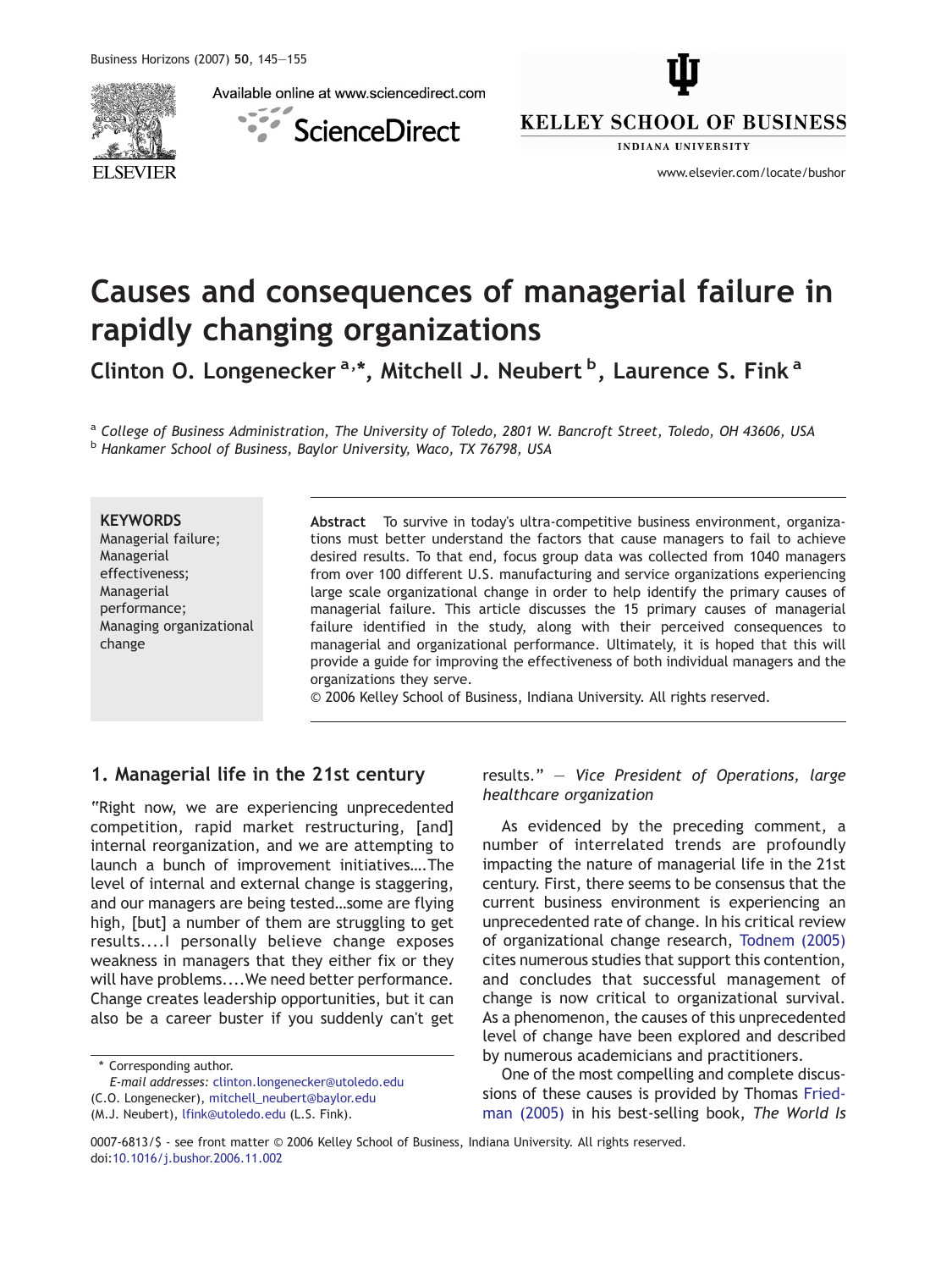# Causes and consequences of managerial failure in rapidly changing organizations

**Clinton O. Longenecker [a,*], Mitchell J. Neubert [b], Laurence S. Fink [a]**

[a] *College of Business Administration, The University of Toledo, 2801 W. Bancroft Street, Toledo, OH 43606, USA*
[b] *Hankamer School of Business, Baylor University, Waco, TX 76798, USA*

**KEYWORDS**
Managerial failure;
Managerial effectiveness;
Managerial performance;
Managing organizational change

**Abstract** To survive in today's ultra-competitive business environment, organizations must better understand the factors that cause managers to fail to achieve desired results. To that end, focus group data was collected from 1040 managers from over 100 different U.S. manufacturing and service organizations experiencing large scale organizational change in order to help identify the primary causes of managerial failure. This article discusses the 15 primary causes of managerial failure identified in the study, along with their perceived consequences to managerial and organizational performance. Ultimately, it is hoped that this will provide a guide for improving the effectiveness of both individual managers and the organizations they serve.
© 2006 Kelley School of Business, Indiana University. All rights reserved.

## 1. Managerial life in the 21st century

"Right now, we are experiencing unprecedented competition, rapid market restructuring, [and] internal reorganization, and we are attempting to launch a bunch of improvement initiatives….The level of internal and external change is staggering, and our managers are being tested…some are flying high, [but] a number of them are struggling to get results....I personally believe change exposes weakness in managers that they either fix or they will have problems....We need better performance. Change creates leadership opportunities, but it can also be a career buster if you suddenly can't get results." — *Vice President of Operations, large healthcare organization*

As evidenced by the preceding comment, a number of interrelated trends are profoundly impacting the nature of managerial life in the 21st century. First, there seems to be consensus that the current business environment is experiencing an unprecedented rate of change. In his critical review of organizational change research, Todnem (2005) cites numerous studies that support this contention, and concludes that successful management of change is now critical to organizational survival. As a phenomenon, the causes of this unprecedented level of change have been explored and described by numerous academicians and practitioners.

One of the most compelling and complete discussions of these causes is provided by Thomas Friedman (2005) in his best-selling book, *The World Is*

* Corresponding author.
*E-mail addresses:* clinton.longenecker@utoledo.edu (C.O. Longenecker), mitchell_neubert@baylor.edu (M.J. Neubert), lfink@utoledo.edu (L.S. Fink).

0007-6813/$ - see front matter © 2006 Kelley School of Business, Indiana University. All rights reserved.
doi:10.1016/j.bushor.2006.11.002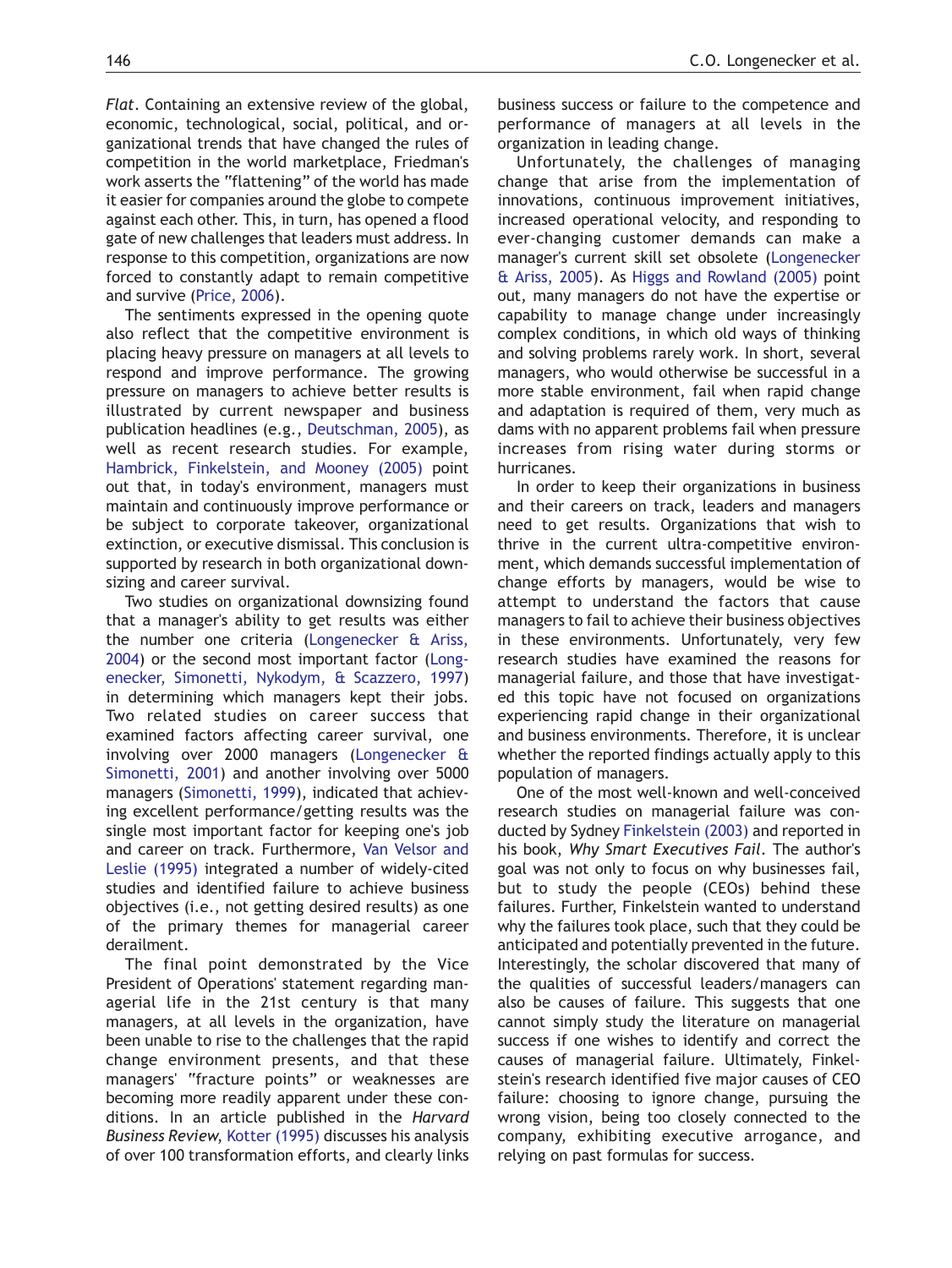*Flat*. Containing an extensive review of the global, economic, technological, social, political, and organizational trends that have changed the rules of competition in the world marketplace, Friedman's work asserts the "flattening" of the world has made it easier for companies around the globe to compete against each other. This, in turn, has opened a flood gate of new challenges that leaders must address. In response to this competition, organizations are now forced to constantly adapt to remain competitive and survive (Price, 2006).

The sentiments expressed in the opening quote also reflect that the competitive environment is placing heavy pressure on managers at all levels to respond and improve performance. The growing pressure on managers to achieve better results is illustrated by current newspaper and business publication headlines (e.g., Deutschman, 2005), as well as recent research studies. For example, Hambrick, Finkelstein, and Mooney (2005) point out that, in today's environment, managers must maintain and continuously improve performance or be subject to corporate takeover, organizational extinction, or executive dismissal. This conclusion is supported by research in both organizational downsizing and career survival.

Two studies on organizational downsizing found that a manager's ability to get results was either the number one criteria (Longenecker & Ariss, 2004) or the second most important factor (Longenecker, Simonetti, Nykodym, & Scazzero, 1997) in determining which managers kept their jobs. Two related studies on career success that examined factors affecting career survival, one involving over 2000 managers (Longenecker & Simonetti, 2001) and another involving over 5000 managers (Simonetti, 1999), indicated that achieving excellent performance/getting results was the single most important factor for keeping one's job and career on track. Furthermore, Van Velsor and Leslie (1995) integrated a number of widely-cited studies and identified failure to achieve business objectives (i.e., not getting desired results) as one of the primary themes for managerial career derailment.

The final point demonstrated by the Vice President of Operations' statement regarding managerial life in the 21st century is that many managers, at all levels in the organization, have been unable to rise to the challenges that the rapid change environment presents, and that these managers' "fracture points" or weaknesses are becoming more readily apparent under these conditions. In an article published in the *Harvard Business Review*, Kotter (1995) discusses his analysis of over 100 transformation efforts, and clearly links business success or failure to the competence and performance of managers at all levels in the organization in leading change.

Unfortunately, the challenges of managing change that arise from the implementation of innovations, continuous improvement initiatives, increased operational velocity, and responding to ever-changing customer demands can make a manager's current skill set obsolete (Longenecker & Ariss, 2005). As Higgs and Rowland (2005) point out, many managers do not have the expertise or capability to manage change under increasingly complex conditions, in which old ways of thinking and solving problems rarely work. In short, several managers, who would otherwise be successful in a more stable environment, fail when rapid change and adaptation is required of them, very much as dams with no apparent problems fail when pressure increases from rising water during storms or hurricanes.

In order to keep their organizations in business and their careers on track, leaders and managers need to get results. Organizations that wish to thrive in the current ultra-competitive environment, which demands successful implementation of change efforts by managers, would be wise to attempt to understand the factors that cause managers to fail to achieve their business objectives in these environments. Unfortunately, very few research studies have examined the reasons for managerial failure, and those that have investigated this topic have not focused on organizations experiencing rapid change in their organizational and business environments. Therefore, it is unclear whether the reported findings actually apply to this population of managers.

One of the most well-known and well-conceived research studies on managerial failure was conducted by Sydney Finkelstein (2003) and reported in his book, *Why Smart Executives Fail*. The author's goal was not only to focus on why businesses fail, but to study the people (CEOs) behind these failures. Further, Finkelstein wanted to understand why the failures took place, such that they could be anticipated and potentially prevented in the future. Interestingly, the scholar discovered that many of the qualities of successful leaders/managers can also be causes of failure. This suggests that one cannot simply study the literature on managerial success if one wishes to identify and correct the causes of managerial failure. Ultimately, Finkelstein's research identified five major causes of CEO failure: choosing to ignore change, pursuing the wrong vision, being too closely connected to the company, exhibiting executive arrogance, and relying on past formulas for success.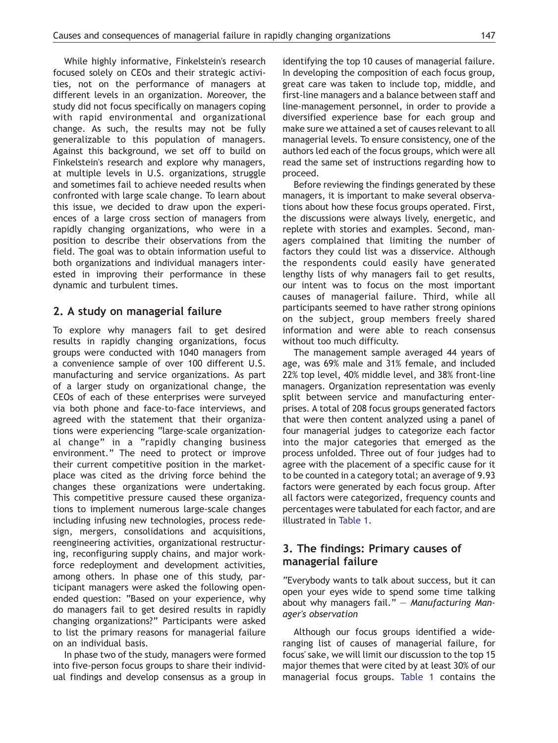While highly informative, Finkelstein's research focused solely on CEOs and their strategic activities, not on the performance of managers at different levels in an organization. Moreover, the study did not focus specifically on managers coping with rapid environmental and organizational change. As such, the results may not be fully generalizable to this population of managers. Against this background, we set off to build on Finkelstein's research and explore why managers, at multiple levels in U.S. organizations, struggle and sometimes fail to achieve needed results when confronted with large scale change. To learn about this issue, we decided to draw upon the experiences of a large cross section of managers from rapidly changing organizations, who were in a position to describe their observations from the field. The goal was to obtain information useful to both organizations and individual managers interested in improving their performance in these dynamic and turbulent times.

## 2. A study on managerial failure

To explore why managers fail to get desired results in rapidly changing organizations, focus groups were conducted with 1040 managers from a convenience sample of over 100 different U.S. manufacturing and service organizations. As part of a larger study on organizational change, the CEOs of each of these enterprises were surveyed via both phone and face-to-face interviews, and agreed with the statement that their organizations were experiencing "large-scale organizational change" in a "rapidly changing business environment." The need to protect or improve their current competitive position in the marketplace was cited as the driving force behind the changes these organizations were undertaking. This competitive pressure caused these organizations to implement numerous large-scale changes including infusing new technologies, process redesign, mergers, consolidations and acquisitions, reengineering activities, organizational restructuring, reconfiguring supply chains, and major workforce redeployment and development activities, among others. In phase one of this study, participant managers were asked the following open-ended question: "Based on your experience, why do managers fail to get desired results in rapidly changing organizations?" Participants were asked to list the primary reasons for managerial failure on an individual basis.

In phase two of the study, managers were formed into five-person focus groups to share their individual findings and develop consensus as a group in identifying the top 10 causes of managerial failure. In developing the composition of each focus group, great care was taken to include top, middle, and first-line managers and a balance between staff and line-management personnel, in order to provide a diversified experience base for each group and make sure we attained a set of causes relevant to all managerial levels. To ensure consistency, one of the authors led each of the focus groups, which were all read the same set of instructions regarding how to proceed.

Before reviewing the findings generated by these managers, it is important to make several observations about how these focus groups operated. First, the discussions were always lively, energetic, and replete with stories and examples. Second, managers complained that limiting the number of factors they could list was a disservice. Although the respondents could easily have generated lengthy lists of why managers fail to get results, our intent was to focus on the most important causes of managerial failure. Third, while all participants seemed to have rather strong opinions on the subject, group members freely shared information and were able to reach consensus without too much difficulty.

The management sample averaged 44 years of age, was 69% male and 31% female, and included 22% top level, 40% middle level, and 38% front-line managers. Organization representation was evenly split between service and manufacturing enterprises. A total of 208 focus groups generated factors that were then content analyzed using a panel of four managerial judges to categorize each factor into the major categories that emerged as the process unfolded. Three out of four judges had to agree with the placement of a specific cause for it to be counted in a category total; an average of 9.93 factors were generated by each focus group. After all factors were categorized, frequency counts and percentages were tabulated for each factor, and are illustrated in Table 1.

## 3. The findings: Primary causes of managerial failure

"Everybody wants to talk about success, but it can open your eyes wide to spend some time talking about why managers fail." — *Manufacturing Manager's observation*

Although our focus groups identified a wide-ranging list of causes of managerial failure, for focus' sake, we will limit our discussion to the top 15 major themes that were cited by at least 30% of our managerial focus groups. Table 1 contains the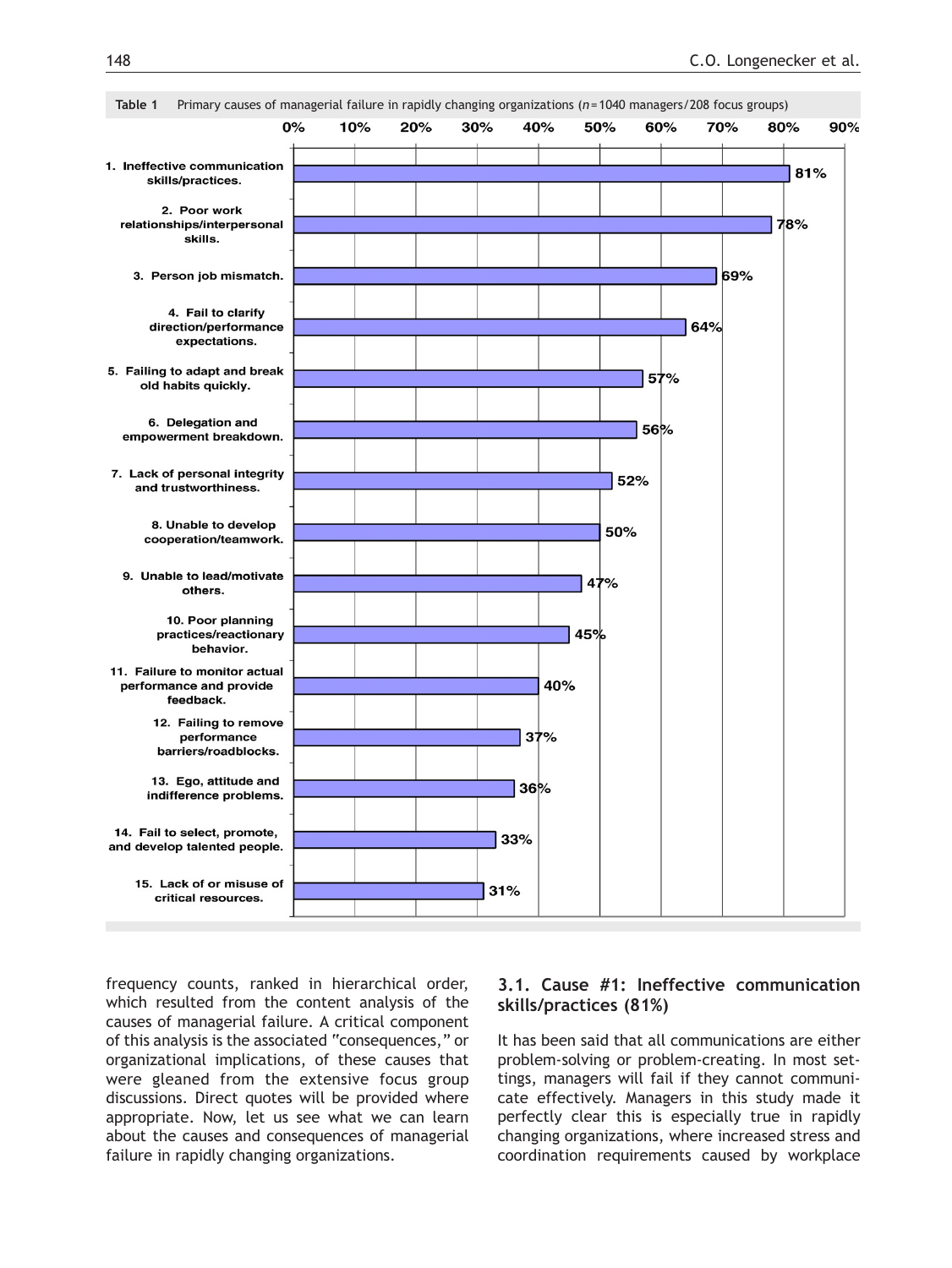Table 1 Primary causes of managerial failure in rapidly changing organizations ($n = 1040$ managers/208 focus groups)

0% 10% 20% 30% 40% 50% 60% 70% 80% 90%

1. Ineffective communication skills/practices. 81%
2. Poor work relationships/interpersonal skills. 78%
3. Person job mismatch. 69%
4. Fail to clarify direction/performance expectations. 64%
5. Failing to adapt and break old habits quickly. 57%
6. Delegation and empowerment breakdown. 56%
7. Lack of personal integrity and trustworthiness. 52%
8. Unable to develop cooperation/teamwork. 50%
9. Unable to lead/motivate others. 47%
10. Poor planning practices/reactionary behavior. 45%
11. Failure to monitor actual performance and provide feedback. 40%
12. Failing to remove performance barriers/roadblocks. 37%
13. Ego, attitude and indifference problems. 36%
14. Fail to select, promote, and develop talented people. 33%
15. Lack of or misuse of critical resources. 31%

frequency counts, ranked in hierarchical order, which resulted from the content analysis of the causes of managerial failure. A critical component of this analysis is the associated "consequences," or organizational implications, of these causes that were gleaned from the extensive focus group discussions. Direct quotes will be provided where appropriate. Now, let us see what we can learn about the causes and consequences of managerial failure in rapidly changing organizations.

### 3.1. Cause #1: Ineffective communication skills/practices (81%)

It has been said that all communications are either problem-solving or problem-creating. In most settings, managers will fail if they cannot communicate effectively. Managers in this study made it perfectly clear this is especially true in rapidly changing organizations, where increased stress and coordination requirements caused by workplace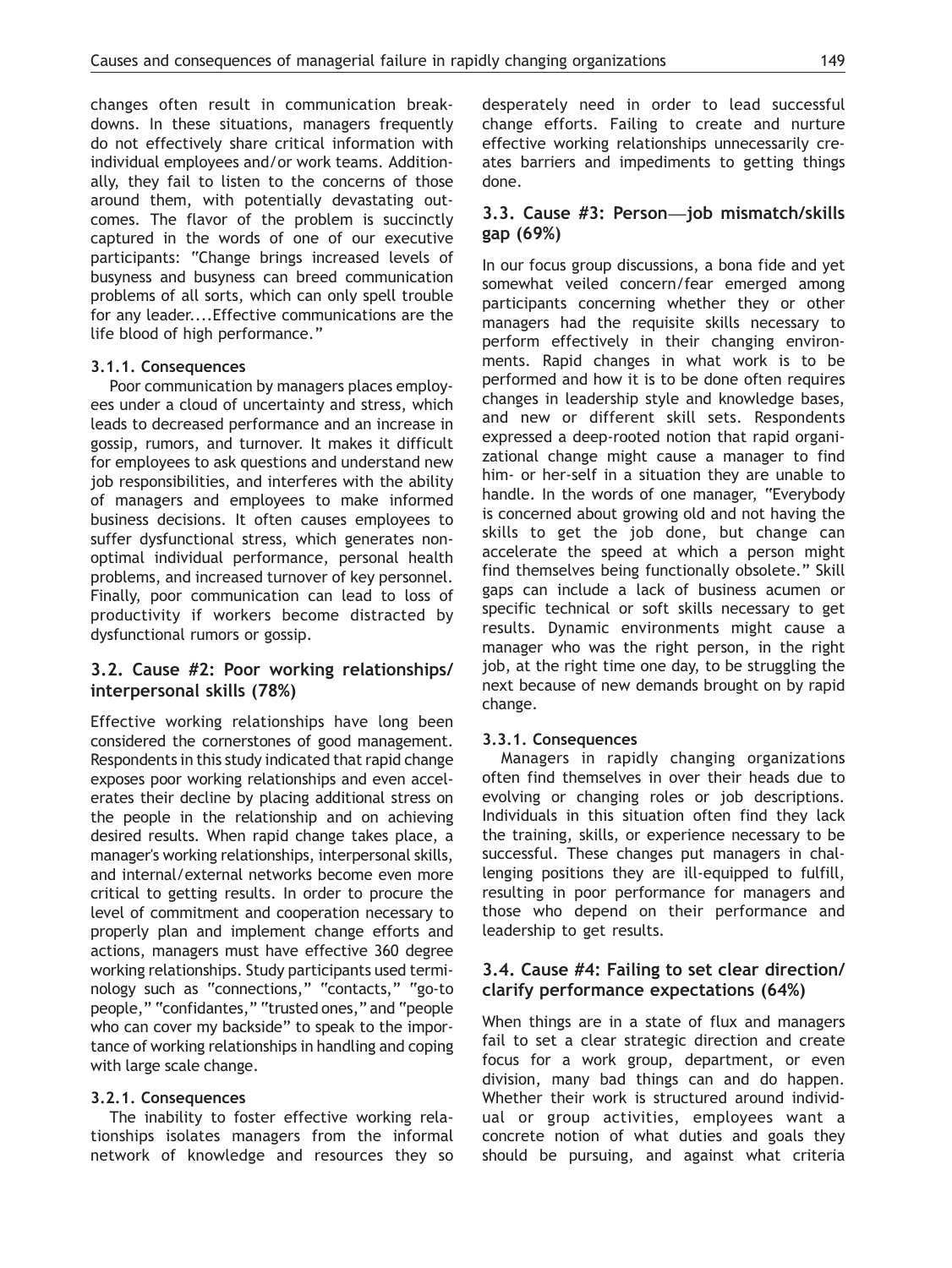changes often result in communication breakdowns. In these situations, managers frequently do not effectively share critical information with individual employees and/or work teams. Additionally, they fail to listen to the concerns of those around them, with potentially devastating outcomes. The flavor of the problem is succinctly captured in the words of one of our executive participants: "Change brings increased levels of busyness and busyness can breed communication problems of all sorts, which can only spell trouble for any leader....Effective communications are the life blood of high performance."

#### 3.1.1. Consequences

Poor communication by managers places employees under a cloud of uncertainty and stress, which leads to decreased performance and an increase in gossip, rumors, and turnover. It makes it difficult for employees to ask questions and understand new job responsibilities, and interferes with the ability of managers and employees to make informed business decisions. It often causes employees to suffer dysfunctional stress, which generates non-optimal individual performance, personal health problems, and increased turnover of key personnel. Finally, poor communication can lead to loss of productivity if workers become distracted by dysfunctional rumors or gossip.

### 3.2. Cause #2: Poor working relationships/interpersonal skills (78%)

Effective working relationships have long been considered the cornerstones of good management. Respondents in this study indicated that rapid change exposes poor working relationships and even accelerates their decline by placing additional stress on the people in the relationship and on achieving desired results. When rapid change takes place, a manager's working relationships, interpersonal skills, and internal/external networks become even more critical to getting results. In order to procure the level of commitment and cooperation necessary to properly plan and implement change efforts and actions, managers must have effective 360 degree working relationships. Study participants used terminology such as "connections," "contacts," "go-to people," "confidantes," "trusted ones," and "people who can cover my backside" to speak to the importance of working relationships in handling and coping with large scale change.

#### 3.2.1. Consequences

The inability to foster effective working relationships isolates managers from the informal network of knowledge and resources they so desperately need in order to lead successful change efforts. Failing to create and nurture effective working relationships unnecessarily creates barriers and impediments to getting things done.

### 3.3. Cause #3: Person—job mismatch/skills gap (69%)

In our focus group discussions, a bona fide and yet somewhat veiled concern/fear emerged among participants concerning whether they or other managers had the requisite skills necessary to perform effectively in their changing environments. Rapid changes in what work is to be performed and how it is to be done often requires changes in leadership style and knowledge bases, and new or different skill sets. Respondents expressed a deep-rooted notion that rapid organizational change might cause a manager to find him- or her-self in a situation they are unable to handle. In the words of one manager, "Everybody is concerned about growing old and not having the skills to get the job done, but change can accelerate the speed at which a person might find themselves being functionally obsolete." Skill gaps can include a lack of business acumen or specific technical or soft skills necessary to get results. Dynamic environments might cause a manager who was the right person, in the right job, at the right time one day, to be struggling the next because of new demands brought on by rapid change.

#### 3.3.1. Consequences

Managers in rapidly changing organizations often find themselves in over their heads due to evolving or changing roles or job descriptions. Individuals in this situation often find they lack the training, skills, or experience necessary to be successful. These changes put managers in challenging positions they are ill-equipped to fulfill, resulting in poor performance for managers and those who depend on their performance and leadership to get results.

### 3.4. Cause #4: Failing to set clear direction/clarify performance expectations (64%)

When things are in a state of flux and managers fail to set a clear strategic direction and create focus for a work group, department, or even division, many bad things can and do happen. Whether their work is structured around individual or group activities, employees want a concrete notion of what duties and goals they should be pursuing, and against what criteria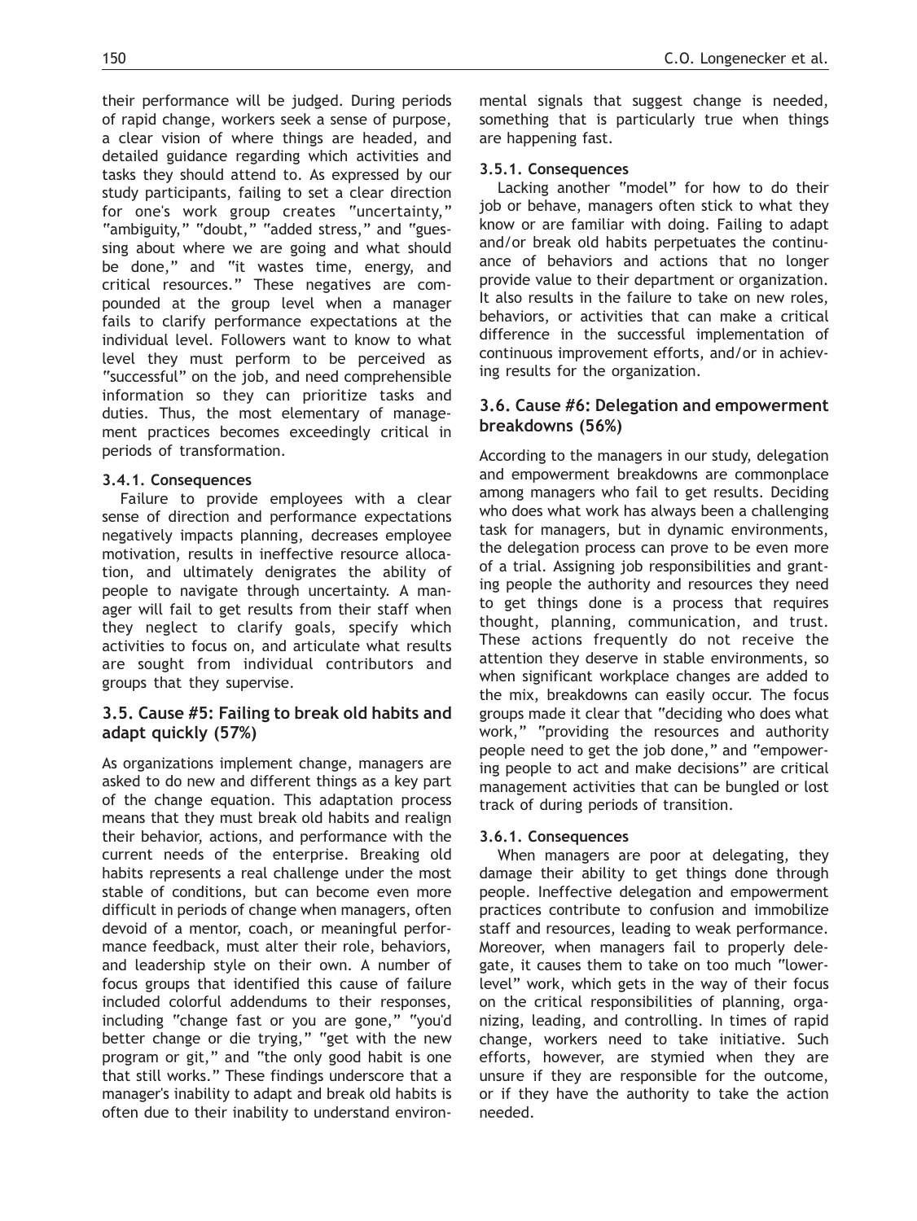their performance will be judged. During periods of rapid change, workers seek a sense of purpose, a clear vision of where things are headed, and detailed guidance regarding which activities and tasks they should attend to. As expressed by our study participants, failing to set a clear direction for one's work group creates "uncertainty," "ambiguity," "doubt," "added stress," and "guessing about where we are going and what should be done," and "it wastes time, energy, and critical resources." These negatives are compounded at the group level when a manager fails to clarify performance expectations at the individual level. Followers want to know to what level they must perform to be perceived as "successful" on the job, and need comprehensible information so they can prioritize tasks and duties. Thus, the most elementary of management practices becomes exceedingly critical in periods of transformation.

#### 3.4.1. Consequences

Failure to provide employees with a clear sense of direction and performance expectations negatively impacts planning, decreases employee motivation, results in ineffective resource allocation, and ultimately denigrates the ability of people to navigate through uncertainty. A manager will fail to get results from their staff when they neglect to clarify goals, specify which activities to focus on, and articulate what results are sought from individual contributors and groups that they supervise.

### 3.5. Cause #5: Failing to break old habits and adapt quickly (57%)

As organizations implement change, managers are asked to do new and different things as a key part of the change equation. This adaptation process means that they must break old habits and realign their behavior, actions, and performance with the current needs of the enterprise. Breaking old habits represents a real challenge under the most stable of conditions, but can become even more difficult in periods of change when managers, often devoid of a mentor, coach, or meaningful performance feedback, must alter their role, behaviors, and leadership style on their own. A number of focus groups that identified this cause of failure included colorful addendums to their responses, including "change fast or you are gone," "you'd better change or die trying," "get with the new program or git," and "the only good habit is one that still works." These findings underscore that a manager's inability to adapt and break old habits is often due to their inability to understand environmental signals that suggest change is needed, something that is particularly true when things are happening fast.

#### 3.5.1. Consequences

Lacking another "model" for how to do their job or behave, managers often stick to what they know or are familiar with doing. Failing to adapt and/or break old habits perpetuates the continuance of behaviors and actions that no longer provide value to their department or organization. It also results in the failure to take on new roles, behaviors, or activities that can make a critical difference in the successful implementation of continuous improvement efforts, and/or in achieving results for the organization.

### 3.6. Cause #6: Delegation and empowerment breakdowns (56%)

According to the managers in our study, delegation and empowerment breakdowns are commonplace among managers who fail to get results. Deciding who does what work has always been a challenging task for managers, but in dynamic environments, the delegation process can prove to be even more of a trial. Assigning job responsibilities and granting people the authority and resources they need to get things done is a process that requires thought, planning, communication, and trust. These actions frequently do not receive the attention they deserve in stable environments, so when significant workplace changes are added to the mix, breakdowns can easily occur. The focus groups made it clear that "deciding who does what work," "providing the resources and authority people need to get the job done," and "empowering people to act and make decisions" are critical management activities that can be bungled or lost track of during periods of transition.

#### 3.6.1. Consequences

When managers are poor at delegating, they damage their ability to get things done through people. Ineffective delegation and empowerment practices contribute to confusion and immobilize staff and resources, leading to weak performance. Moreover, when managers fail to properly delegate, it causes them to take on too much "lower-level" work, which gets in the way of their focus on the critical responsibilities of planning, organizing, leading, and controlling. In times of rapid change, workers need to take initiative. Such efforts, however, are stymied when they are unsure if they are responsible for the outcome, or if they have the authority to take the action needed.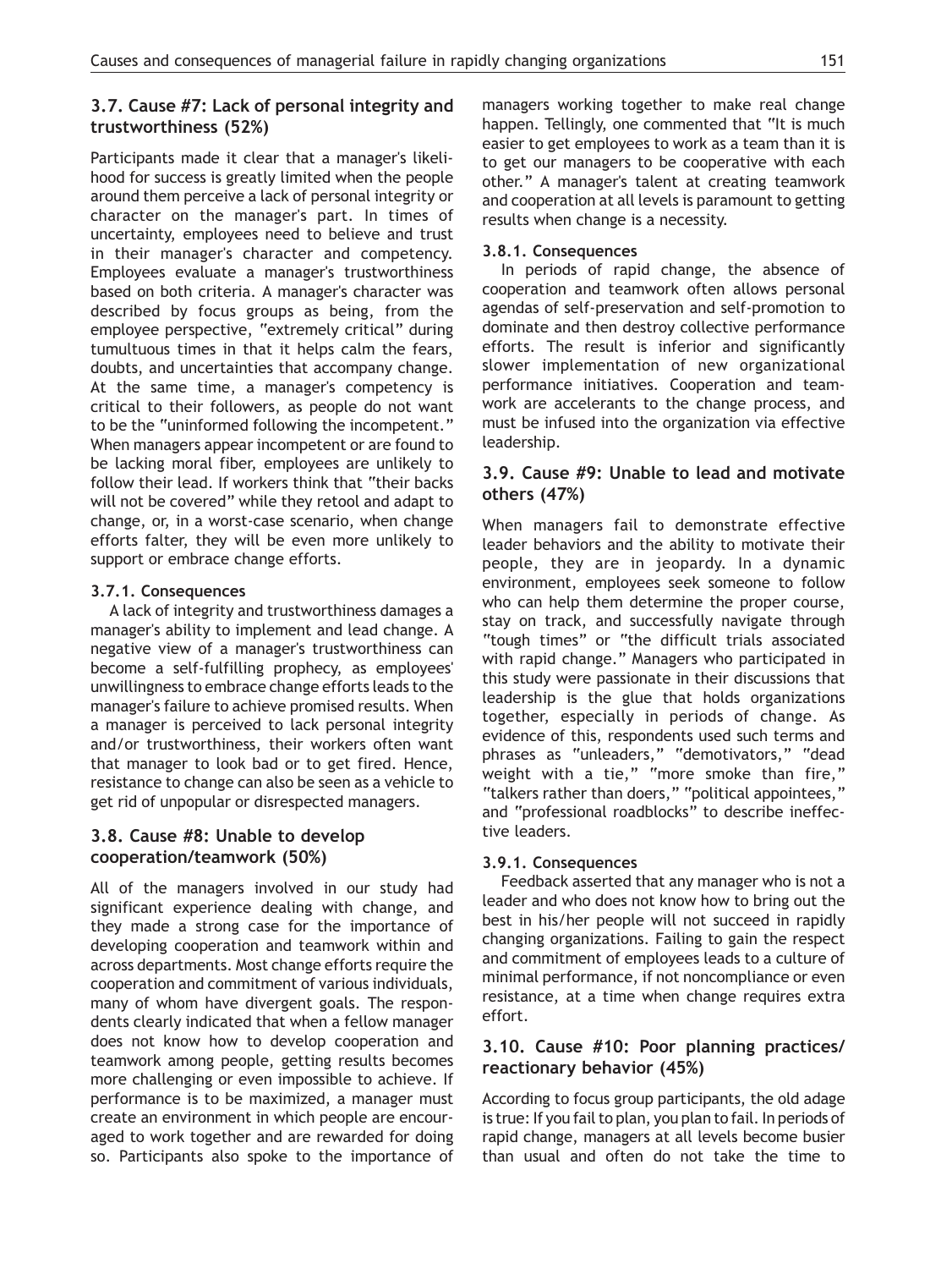### 3.7. Cause #7: Lack of personal integrity and trustworthiness (52%)

Participants made it clear that a manager's likelihood for success is greatly limited when the people around them perceive a lack of personal integrity or character on the manager's part. In times of uncertainty, employees need to believe and trust in their manager's character and competency. Employees evaluate a manager's trustworthiness based on both criteria. A manager's character was described by focus groups as being, from the employee perspective, "extremely critical" during tumultuous times in that it helps calm the fears, doubts, and uncertainties that accompany change. At the same time, a manager's competency is critical to their followers, as people do not want to be the "uninformed following the incompetent." When managers appear incompetent or are found to be lacking moral fiber, employees are unlikely to follow their lead. If workers think that "their backs will not be covered" while they retool and adapt to change, or, in a worst-case scenario, when change efforts falter, they will be even more unlikely to support or embrace change efforts.

#### 3.7.1. Consequences

A lack of integrity and trustworthiness damages a manager's ability to implement and lead change. A negative view of a manager's trustworthiness can become a self-fulfilling prophecy, as employees' unwillingness to embrace change efforts leads to the manager's failure to achieve promised results. When a manager is perceived to lack personal integrity and/or trustworthiness, their workers often want that manager to look bad or to get fired. Hence, resistance to change can also be seen as a vehicle to get rid of unpopular or disrespected managers.

### 3.8. Cause #8: Unable to develop cooperation/teamwork (50%)

All of the managers involved in our study had significant experience dealing with change, and they made a strong case for the importance of developing cooperation and teamwork within and across departments. Most change efforts require the cooperation and commitment of various individuals, many of whom have divergent goals. The respondents clearly indicated that when a fellow manager does not know how to develop cooperation and teamwork among people, getting results becomes more challenging or even impossible to achieve. If performance is to be maximized, a manager must create an environment in which people are encouraged to work together and are rewarded for doing so. Participants also spoke to the importance of managers working together to make real change happen. Tellingly, one commented that "It is much easier to get employees to work as a team than it is to get our managers to be cooperative with each other." A manager's talent at creating teamwork and cooperation at all levels is paramount to getting results when change is a necessity.

#### 3.8.1. Consequences

In periods of rapid change, the absence of cooperation and teamwork often allows personal agendas of self-preservation and self-promotion to dominate and then destroy collective performance efforts. The result is inferior and significantly slower implementation of new organizational performance initiatives. Cooperation and teamwork are accelerants to the change process, and must be infused into the organization via effective leadership.

### 3.9. Cause #9: Unable to lead and motivate others (47%)

When managers fail to demonstrate effective leader behaviors and the ability to motivate their people, they are in jeopardy. In a dynamic environment, employees seek someone to follow who can help them determine the proper course, stay on track, and successfully navigate through "tough times" or "the difficult trials associated with rapid change." Managers who participated in this study were passionate in their discussions that leadership is the glue that holds organizations together, especially in periods of change. As evidence of this, respondents used such terms and phrases as "unleaders," "demotivators," "dead weight with a tie," "more smoke than fire," "talkers rather than doers," "political appointees," and "professional roadblocks" to describe ineffective leaders.

#### 3.9.1. Consequences

Feedback asserted that any manager who is not a leader and who does not know how to bring out the best in his/her people will not succeed in rapidly changing organizations. Failing to gain the respect and commitment of employees leads to a culture of minimal performance, if not noncompliance or even resistance, at a time when change requires extra effort.

### 3.10. Cause #10: Poor planning practices/reactionary behavior (45%)

According to focus group participants, the old adage is true: If you fail to plan, you plan to fail. In periods of rapid change, managers at all levels become busier than usual and often do not take the time to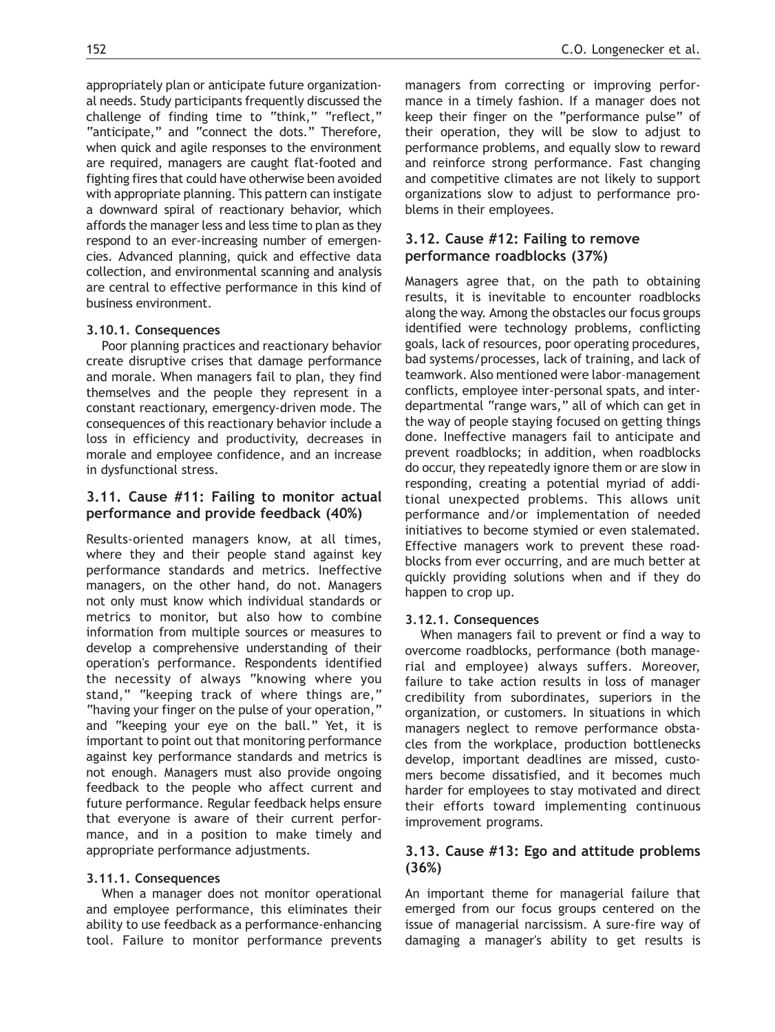appropriately plan or anticipate future organizational needs. Study participants frequently discussed the challenge of finding time to "think," "reflect," "anticipate," and "connect the dots." Therefore, when quick and agile responses to the environment are required, managers are caught flat-footed and fighting fires that could have otherwise been avoided with appropriate planning. This pattern can instigate a downward spiral of reactionary behavior, which affords the manager less and less time to plan as they respond to an ever-increasing number of emergencies. Advanced planning, quick and effective data collection, and environmental scanning and analysis are central to effective performance in this kind of business environment.

#### 3.10.1. Consequences

Poor planning practices and reactionary behavior create disruptive crises that damage performance and morale. When managers fail to plan, they find themselves and the people they represent in a constant reactionary, emergency-driven mode. The consequences of this reactionary behavior include a loss in efficiency and productivity, decreases in morale and employee confidence, and an increase in dysfunctional stress.

### 3.11. Cause #11: Failing to monitor actual performance and provide feedback (40%)

Results-oriented managers know, at all times, where they and their people stand against key performance standards and metrics. Ineffective managers, on the other hand, do not. Managers not only must know which individual standards or metrics to monitor, but also how to combine information from multiple sources or measures to develop a comprehensive understanding of their operation's performance. Respondents identified the necessity of always "knowing where you stand," "keeping track of where things are," "having your finger on the pulse of your operation," and "keeping your eye on the ball." Yet, it is important to point out that monitoring performance against key performance standards and metrics is not enough. Managers must also provide ongoing feedback to the people who affect current and future performance. Regular feedback helps ensure that everyone is aware of their current performance, and in a position to make timely and appropriate performance adjustments.

#### 3.11.1. Consequences

When a manager does not monitor operational and employee performance, this eliminates their ability to use feedback as a performance-enhancing tool. Failure to monitor performance prevents managers from correcting or improving performance in a timely fashion. If a manager does not keep their finger on the "performance pulse" of their operation, they will be slow to adjust to performance problems, and equally slow to reward and reinforce strong performance. Fast changing and competitive climates are not likely to support organizations slow to adjust to performance problems in their employees.

### 3.12. Cause #12: Failing to remove performance roadblocks (37%)

Managers agree that, on the path to obtaining results, it is inevitable to encounter roadblocks along the way. Among the obstacles our focus groups identified were technology problems, conflicting goals, lack of resources, poor operating procedures, bad systems/processes, lack of training, and lack of teamwork. Also mentioned were labor–management conflicts, employee inter-personal spats, and inter-departmental "range wars," all of which can get in the way of people staying focused on getting things done. Ineffective managers fail to anticipate and prevent roadblocks; in addition, when roadblocks do occur, they repeatedly ignore them or are slow in responding, creating a potential myriad of additional unexpected problems. This allows unit performance and/or implementation of needed initiatives to become stymied or even stalemated. Effective managers work to prevent these roadblocks from ever occurring, and are much better at quickly providing solutions when and if they do happen to crop up.

#### 3.12.1. Consequences

When managers fail to prevent or find a way to overcome roadblocks, performance (both managerial and employee) always suffers. Moreover, failure to take action results in loss of manager credibility from subordinates, superiors in the organization, or customers. In situations in which managers neglect to remove performance obstacles from the workplace, production bottlenecks develop, important deadlines are missed, customers become dissatisfied, and it becomes much harder for employees to stay motivated and direct their efforts toward implementing continuous improvement programs.

### 3.13. Cause #13: Ego and attitude problems (36%)

An important theme for managerial failure that emerged from our focus groups centered on the issue of managerial narcissism. A sure-fire way of damaging a manager's ability to get results is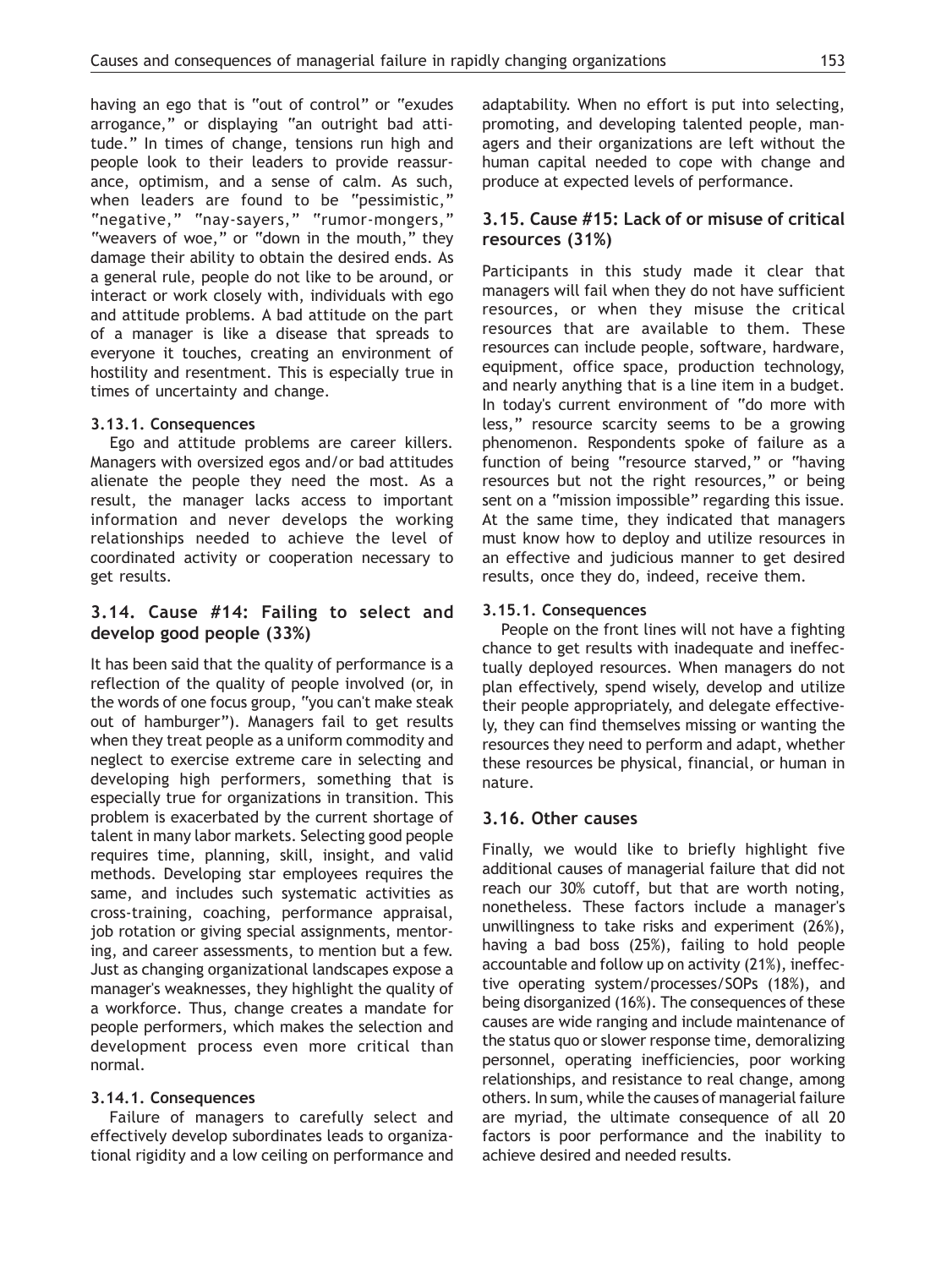having an ego that is "out of control" or "exudes arrogance," or displaying "an outright bad attitude." In times of change, tensions run high and people look to their leaders to provide reassurance, optimism, and a sense of calm. As such, when leaders are found to be "pessimistic," "negative," "nay-sayers," "rumor-mongers," "weavers of woe," or "down in the mouth," they damage their ability to obtain the desired ends. As a general rule, people do not like to be around, or interact or work closely with, individuals with ego and attitude problems. A bad attitude on the part of a manager is like a disease that spreads to everyone it touches, creating an environment of hostility and resentment. This is especially true in times of uncertainty and change.

#### 3.13.1. Consequences

Ego and attitude problems are career killers. Managers with oversized egos and/or bad attitudes alienate the people they need the most. As a result, the manager lacks access to important information and never develops the working relationships needed to achieve the level of coordinated activity or cooperation necessary to get results.

### 3.14. Cause #14: Failing to select and develop good people (33%)

It has been said that the quality of performance is a reflection of the quality of people involved (or, in the words of one focus group, "you can't make steak out of hamburger"). Managers fail to get results when they treat people as a uniform commodity and neglect to exercise extreme care in selecting and developing high performers, something that is especially true for organizations in transition. This problem is exacerbated by the current shortage of talent in many labor markets. Selecting good people requires time, planning, skill, insight, and valid methods. Developing star employees requires the same, and includes such systematic activities as cross-training, coaching, performance appraisal, job rotation or giving special assignments, mentoring, and career assessments, to mention but a few. Just as changing organizational landscapes expose a manager's weaknesses, they highlight the quality of a workforce. Thus, change creates a mandate for people performers, which makes the selection and development process even more critical than normal.

#### 3.14.1. Consequences

Failure of managers to carefully select and effectively develop subordinates leads to organizational rigidity and a low ceiling on performance and adaptability. When no effort is put into selecting, promoting, and developing talented people, managers and their organizations are left without the human capital needed to cope with change and produce at expected levels of performance.

### 3.15. Cause #15: Lack of or misuse of critical resources (31%)

Participants in this study made it clear that managers will fail when they do not have sufficient resources, or when they misuse the critical resources that are available to them. These resources can include people, software, hardware, equipment, office space, production technology, and nearly anything that is a line item in a budget. In today's current environment of "do more with less," resource scarcity seems to be a growing phenomenon. Respondents spoke of failure as a function of being "resource starved," or "having resources but not the right resources," or being sent on a "mission impossible" regarding this issue. At the same time, they indicated that managers must know how to deploy and utilize resources in an effective and judicious manner to get desired results, once they do, indeed, receive them.

#### 3.15.1. Consequences

People on the front lines will not have a fighting chance to get results with inadequate and ineffectually deployed resources. When managers do not plan effectively, spend wisely, develop and utilize their people appropriately, and delegate effectively, they can find themselves missing or wanting the resources they need to perform and adapt, whether these resources be physical, financial, or human in nature.

### 3.16. Other causes

Finally, we would like to briefly highlight five additional causes of managerial failure that did not reach our 30% cutoff, but that are worth noting, nonetheless. These factors include a manager's unwillingness to take risks and experiment (26%), having a bad boss (25%), failing to hold people accountable and follow up on activity (21%), ineffective operating system/processes/SOPs (18%), and being disorganized (16%). The consequences of these causes are wide ranging and include maintenance of the status quo or slower response time, demoralizing personnel, operating inefficiencies, poor working relationships, and resistance to real change, among others. In sum, while the causes of managerial failure are myriad, the ultimate consequence of all 20 factors is poor performance and the inability to achieve desired and needed results.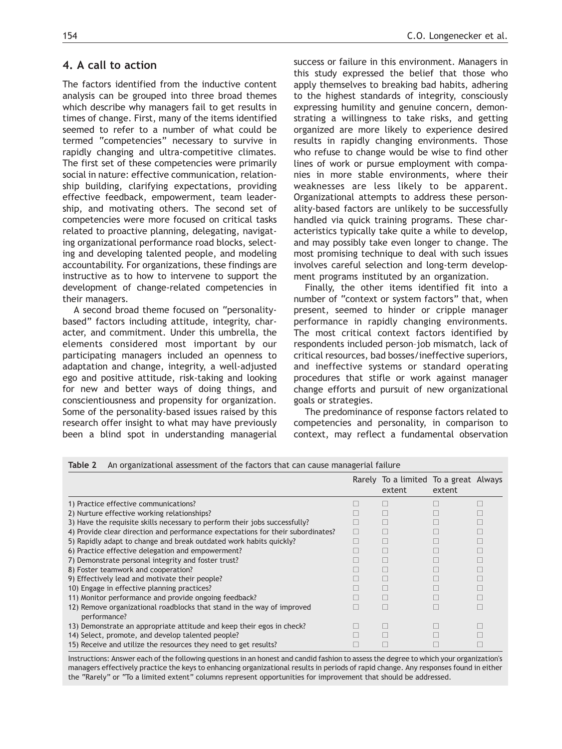## 4. A call to action

The factors identified from the inductive content analysis can be grouped into three broad themes which describe why managers fail to get results in times of change. First, many of the items identified seemed to refer to a number of what could be termed "competencies" necessary to survive in rapidly changing and ultra-competitive climates. The first set of these competencies were primarily social in nature: effective communication, relationship building, clarifying expectations, providing effective feedback, empowerment, team leadership, and motivating others. The second set of competencies were more focused on critical tasks related to proactive planning, delegating, navigating organizational performance road blocks, selecting and developing talented people, and modeling accountability. For organizations, these findings are instructive as to how to intervene to support the development of change-related competencies in their managers.

A second broad theme focused on "personality-based" factors including attitude, integrity, character, and commitment. Under this umbrella, the elements considered most important by our participating managers included an openness to adaptation and change, integrity, a well-adjusted ego and positive attitude, risk-taking and looking for new and better ways of doing things, and conscientiousness and propensity for organization. Some of the personality-based issues raised by this research offer insight to what may have previously been a blind spot in understanding managerial success or failure in this environment. Managers in this study expressed the belief that those who apply themselves to breaking bad habits, adhering to the highest standards of integrity, consciously expressing humility and genuine concern, demonstrating a willingness to take risks, and getting organized are more likely to experience desired results in rapidly changing environments. Those who refuse to change would be wise to find other lines of work or pursue employment with companies in more stable environments, where their weaknesses are less likely to be apparent. Organizational attempts to address these personality-based factors are unlikely to be successfully handled via quick training programs. These characteristics typically take quite a while to develop, and may possibly take even longer to change. The most promising technique to deal with such issues involves careful selection and long-term development programs instituted by an organization.

Finally, the other items identified fit into a number of "context or system factors" that, when present, seemed to hinder or cripple manager performance in rapidly changing environments. The most critical context factors identified by respondents included person–job mismatch, lack of critical resources, bad bosses/ineffective superiors, and ineffective systems or standard operating procedures that stifle or work against manager change efforts and pursuit of new organizational goals or strategies.

The predominance of response factors related to competencies and personality, in comparison to context, may reflect a fundamental observation

**Table 2** An organizational assessment of the factors that can cause managerial failure

| | Rarely | To a limited extent | To a great extent | Always |
|---|---|---|---|---|
| 1) Practice effective communications? | ☐ | ☐ | ☐ | ☐ |
| 2) Nurture effective working relationships? | ☐ | ☐ | ☐ | ☐ |
| 3) Have the requisite skills necessary to perform their jobs successfully? | ☐ | ☐ | ☐ | ☐ |
| 4) Provide clear direction and performance expectations for their subordinates? | ☐ | ☐ | ☐ | ☐ |
| 5) Rapidly adapt to change and break outdated work habits quickly? | ☐ | ☐ | ☐ | ☐ |
| 6) Practice effective delegation and empowerment? | ☐ | ☐ | ☐ | ☐ |
| 7) Demonstrate personal integrity and foster trust? | ☐ | ☐ | ☐ | ☐ |
| 8) Foster teamwork and cooperation? | ☐ | ☐ | ☐ | ☐ |
| 9) Effectively lead and motivate their people? | ☐ | ☐ | ☐ | ☐ |
| 10) Engage in effective planning practices? | ☐ | ☐ | ☐ | ☐ |
| 11) Monitor performance and provide ongoing feedback? | ☐ | ☐ | ☐ | ☐ |
| 12) Remove organizational roadblocks that stand in the way of improved performance? | ☐ | ☐ | ☐ | ☐ |
| 13) Demonstrate an appropriate attitude and keep their egos in check? | ☐ | ☐ | ☐ | ☐ |
| 14) Select, promote, and develop talented people? | ☐ | ☐ | ☐ | ☐ |
| 15) Receive and utilize the resources they need to get results? | ☐ | ☐ | ☐ | ☐ |

Instructions: Answer each of the following questions in an honest and candid fashion to assess the degree to which your organization's managers effectively practice the keys to enhancing organizational results in periods of rapid change. Any responses found in either the "Rarely" or "To a limited extent" columns represent opportunities for improvement that should be addressed.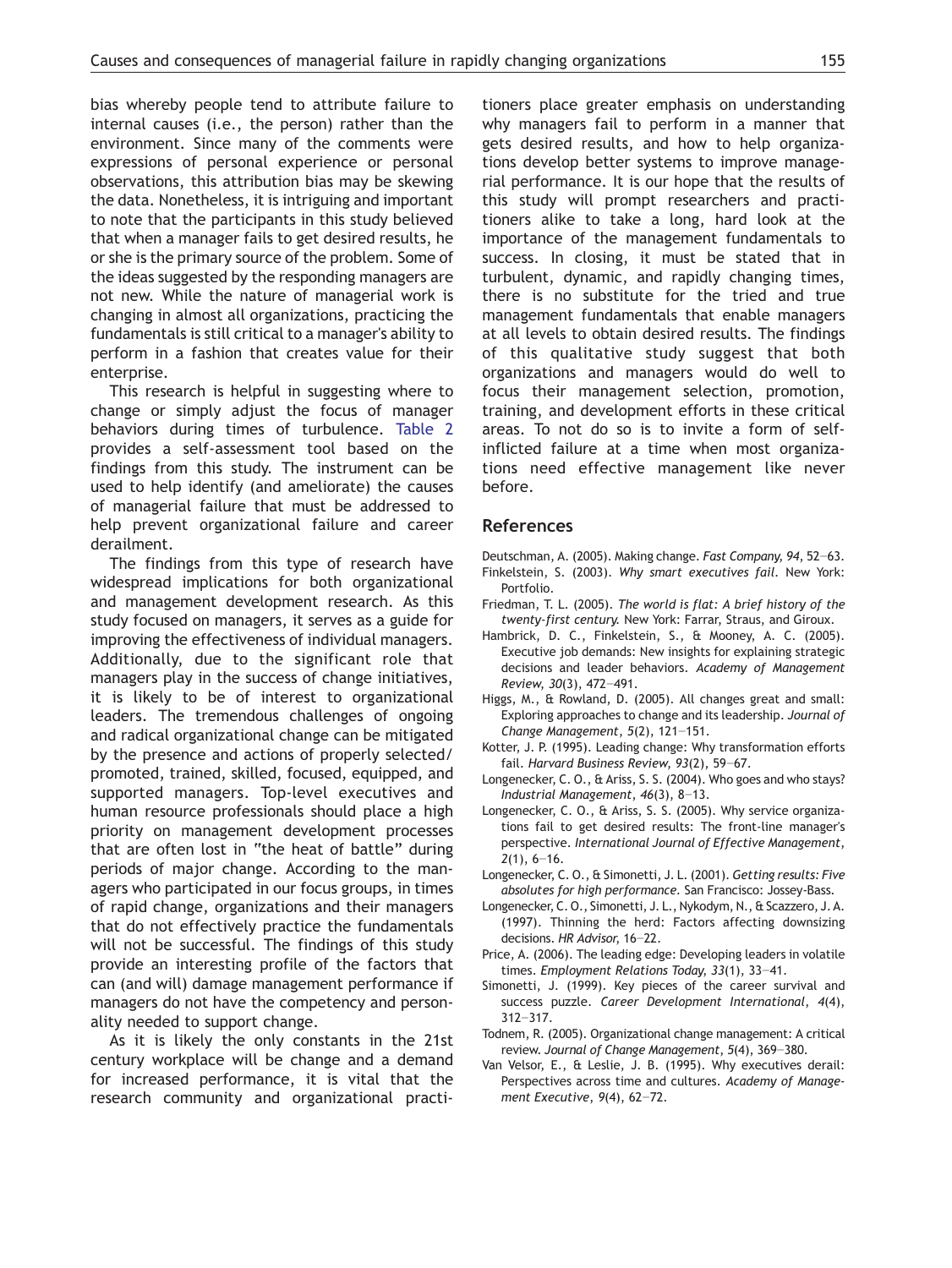bias whereby people tend to attribute failure to internal causes (i.e., the person) rather than the environment. Since many of the comments were expressions of personal experience or personal observations, this attribution bias may be skewing the data. Nonetheless, it is intriguing and important to note that the participants in this study believed that when a manager fails to get desired results, he or she is the primary source of the problem. Some of the ideas suggested by the responding managers are not new. While the nature of managerial work is changing in almost all organizations, practicing the fundamentals is still critical to a manager's ability to perform in a fashion that creates value for their enterprise.

This research is helpful in suggesting where to change or simply adjust the focus of manager behaviors during times of turbulence. Table 2 provides a self-assessment tool based on the findings from this study. The instrument can be used to help identify (and ameliorate) the causes of managerial failure that must be addressed to help prevent organizational failure and career derailment.

The findings from this type of research have widespread implications for both organizational and management development research. As this study focused on managers, it serves as a guide for improving the effectiveness of individual managers. Additionally, due to the significant role that managers play in the success of change initiatives, it is likely to be of interest to organizational leaders. The tremendous challenges of ongoing and radical organizational change can be mitigated by the presence and actions of properly selected/promoted, trained, skilled, focused, equipped, and supported managers. Top-level executives and human resource professionals should place a high priority on management development processes that are often lost in "the heat of battle" during periods of major change. According to the managers who participated in our focus groups, in times of rapid change, organizations and their managers that do not effectively practice the fundamentals will not be successful. The findings of this study provide an interesting profile of the factors that can (and will) damage management performance if managers do not have the competency and personality needed to support change.

As it is likely the only constants in the 21st century workplace will be change and a demand for increased performance, it is vital that the research community and organizational practitioners place greater emphasis on understanding why managers fail to perform in a manner that gets desired results, and how to help organizations develop better systems to improve managerial performance. It is our hope that the results of this study will prompt researchers and practitioners alike to take a long, hard look at the importance of the management fundamentals to success. In closing, it must be stated that in turbulent, dynamic, and rapidly changing times, there is no substitute for the tried and true management fundamentals that enable managers at all levels to obtain desired results. The findings of this qualitative study suggest that both organizations and managers would do well to focus their management selection, promotion, training, and development efforts in these critical areas. To not do so is to invite a form of self-inflicted failure at a time when most organizations need effective management like never before.

## References

Deutschman, A. (2005). Making change. *Fast Company, 94*, 52—63.

Finkelstein, S. (2003). *Why smart executives fail*. New York: Portfolio.

Friedman, T. L. (2005). *The world is flat: A brief history of the twenty-first century.* New York: Farrar, Straus, and Giroux.

Hambrick, D. C., Finkelstein, S., & Mooney, A. C. (2005). Executive job demands: New insights for explaining strategic decisions and leader behaviors. *Academy of Management Review, 30*(3), 472—491.

Higgs, M., & Rowland, D. (2005). All changes great and small: Exploring approaches to change and its leadership. *Journal of Change Management, 5*(2), 121—151.

Kotter, J. P. (1995). Leading change: Why transformation efforts fail. *Harvard Business Review, 93*(2), 59—67.

Longenecker, C. O., & Ariss, S. S. (2004). Who goes and who stays? *Industrial Management, 46*(3), 8—13.

Longenecker, C. O., & Ariss, S. S. (2005). Why service organizations fail to get desired results: The front-line manager's perspective. *International Journal of Effective Management, 2*(1), 6—16.

Longenecker, C. O., & Simonetti, J. L. (2001). *Getting results: Five absolutes for high performance.* San Francisco: Jossey-Bass.

Longenecker, C. O., Simonetti, J. L., Nykodym, N., & Scazzero, J. A. (1997). Thinning the herd: Factors affecting downsizing decisions. *HR Advisor,* 16—22.

Price, A. (2006). The leading edge: Developing leaders in volatile times. *Employment Relations Today, 33*(1), 33—41.

Simonetti, J. (1999). Key pieces of the career survival and success puzzle. *Career Development International, 4*(4), 312—317.

Todnem, R. (2005). Organizational change management: A critical review. *Journal of Change Management, 5*(4), 369—380.

Van Velsor, E., & Leslie, J. B. (1995). Why executives derail: Perspectives across time and cultures. *Academy of Management Executive, 9*(4), 62—72.